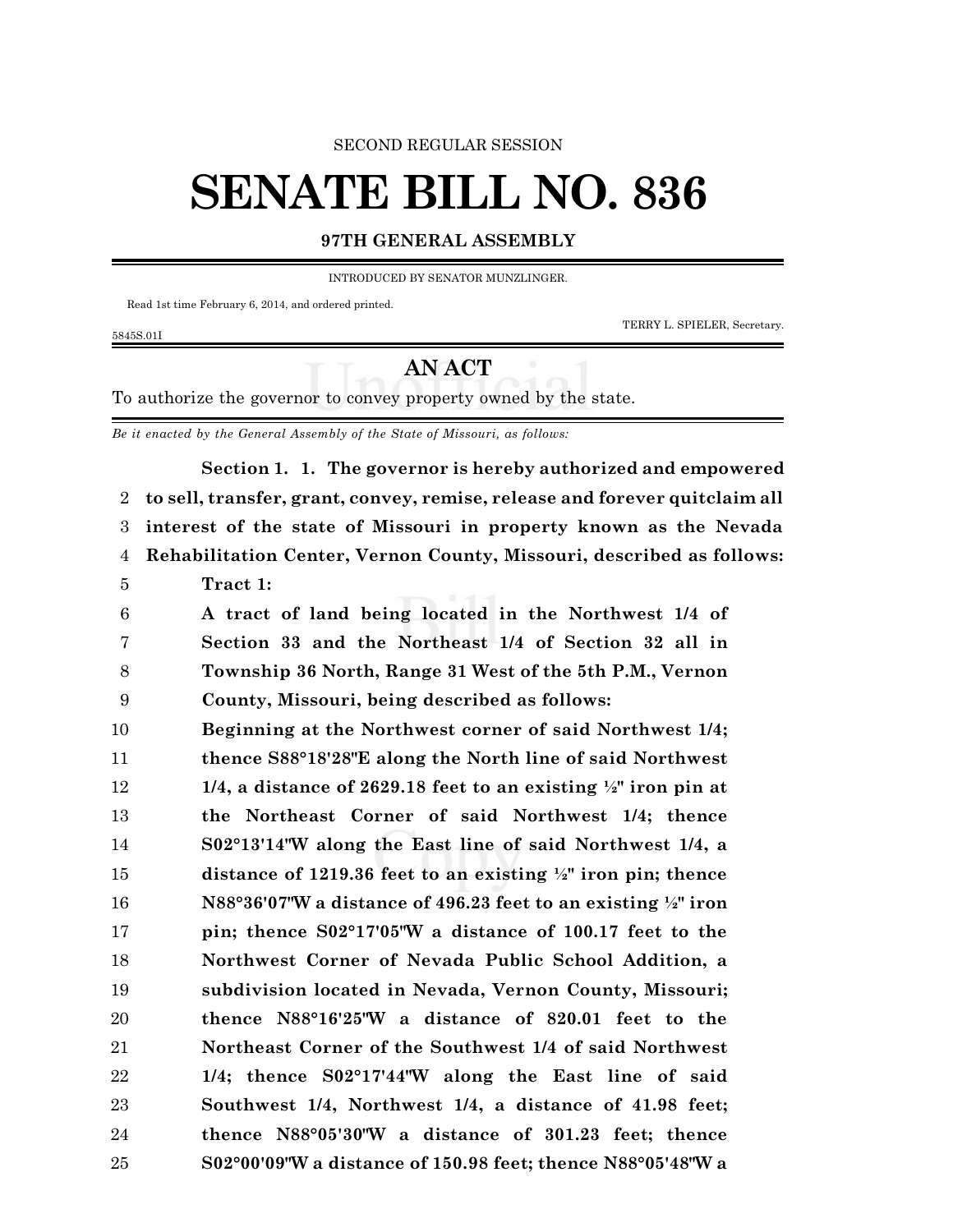SECOND REGULAR SESSION

# SENATE BILL NO. 836

## 97TH GENERAL ASSEMBLY

INTRODUCED BY SENATOR MUNZLINGER.

Read 1st time February 6, 2014, and ordered printed.

TERRY L. SPIELER, Secretary.

5845S.01I

## AN ACT

To authorize the governor to convey property owned by the state.

*Be it enacted by the General Assembly of the State of Missouri, as follows:*

**Section 1. 1. The governor is hereby authorized and empowered to sell, transfer, grant, convey, remise, release and forever quitclaim all interest of the state of Missouri in property known as the Nevada Rehabilitation Center, Vernon County, Missouri, described as follows:**

**Tract 1:**

**A tract of land being located in the Northwest 1/4 of Section 33 and the Northeast 1/4 of Section 32 all in Township 36 North, Range 31 West of the 5th P.M., Vernon County, Missouri, being described as follows:**

**Beginning at the Northwest corner of said Northwest 1/4; thence S88°18'28"E along the North line of said Northwest 1/4, a distance of 2629.18 feet to an existing ½" iron pin at the Northeast Corner of said Northwest 1/4; thence S02°13'14"W along the East line of said Northwest 1/4, a distance of 1219.36 feet to an existing ½" iron pin; thence N88°36'07"W a distance of 496.23 feet to an existing ½" iron pin; thence S02°17'05"W a distance of 100.17 feet to the Northwest Corner of Nevada Public School Addition, a subdivision located in Nevada, Vernon County, Missouri; thence N88°16'25"W a distance of 820.01 feet to the Northeast Corner of the Southwest 1/4 of said Northwest 1/4; thence S02°17'44"W along the East line of said Southwest 1/4, Northwest 1/4, a distance of 41.98 feet; thence N88°05'30"W a distance of 301.23 feet; thence S02°00'09"W a distance of 150.98 feet; thence N88°05'48"W a**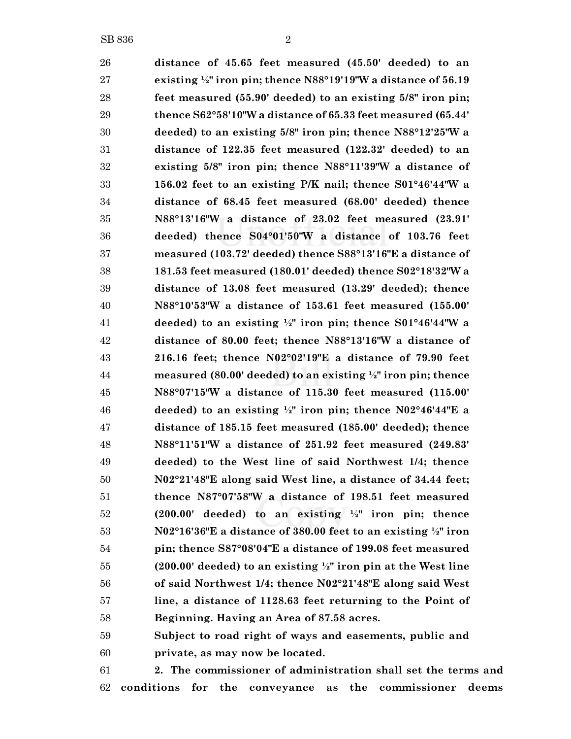**distance of 45.65 feet measured (45.50' deeded) to an existing ½" iron pin; thence N88°19'19"W a distance of 56.19 feet measured (55.90' deeded) to an existing 5/8" iron pin; thence S62°58'10"W a distance of 65.33 feet measured (65.44' deeded) to an existing 5/8" iron pin; thence N88°12'25"W a distance of 122.35 feet measured (122.32' deeded) to an existing 5/8" iron pin; thence N88°11'39"W a distance of 156.02 feet to an existing P/K nail; thence S01°46'44"W a distance of 68.45 feet measured (68.00' deeded) thence N88°13'16"W a distance of 23.02 feet measured (23.91' deeded) thence S04°01'50"W a distance of 103.76 feet measured (103.72' deeded) thence S88°13'16"E a distance of 181.53 feet measured (180.01' deeded) thence S02°18'32"W a distance of 13.08 feet measured (13.29' deeded); thence N88°10'53"W a distance of 153.61 feet measured (155.00' deeded) to an existing ½" iron pin; thence S01°46'44"W a distance of 80.00 feet; thence N88°13'16"W a distance of 216.16 feet; thence N02°02'19"E a distance of 79.90 feet measured (80.00' deeded) to an existing ½" iron pin; thence N88°07'15"W a distance of 115.30 feet measured (115.00' deeded) to an existing ½" iron pin; thence N02°46'44"E a distance of 185.15 feet measured (185.00' deeded); thence N88°11'51"W a distance of 251.92 feet measured (249.83' deeded) to the West line of said Northwest 1/4; thence N02°21'48"E along said West line, a distance of 34.44 feet; thence N87°07'58"W a distance of 198.51 feet measured (200.00' deeded) to an existing ½" iron pin; thence N02°16'36"E a distance of 380.00 feet to an existing ½" iron pin; thence S87°08'04"E a distance of 199.08 feet measured (200.00' deeded) to an existing ½" iron pin at the West line of said Northwest 1/4; thence N02°21'48"E along said West line, a distance of 1128.63 feet returning to the Point of Beginning. Having an Area of 87.58 acres.**

**Subject to road right of ways and easements, public and private, as may now be located.**

**2. The commissioner of administration shall set the terms and conditions for the conveyance as the commissioner deems**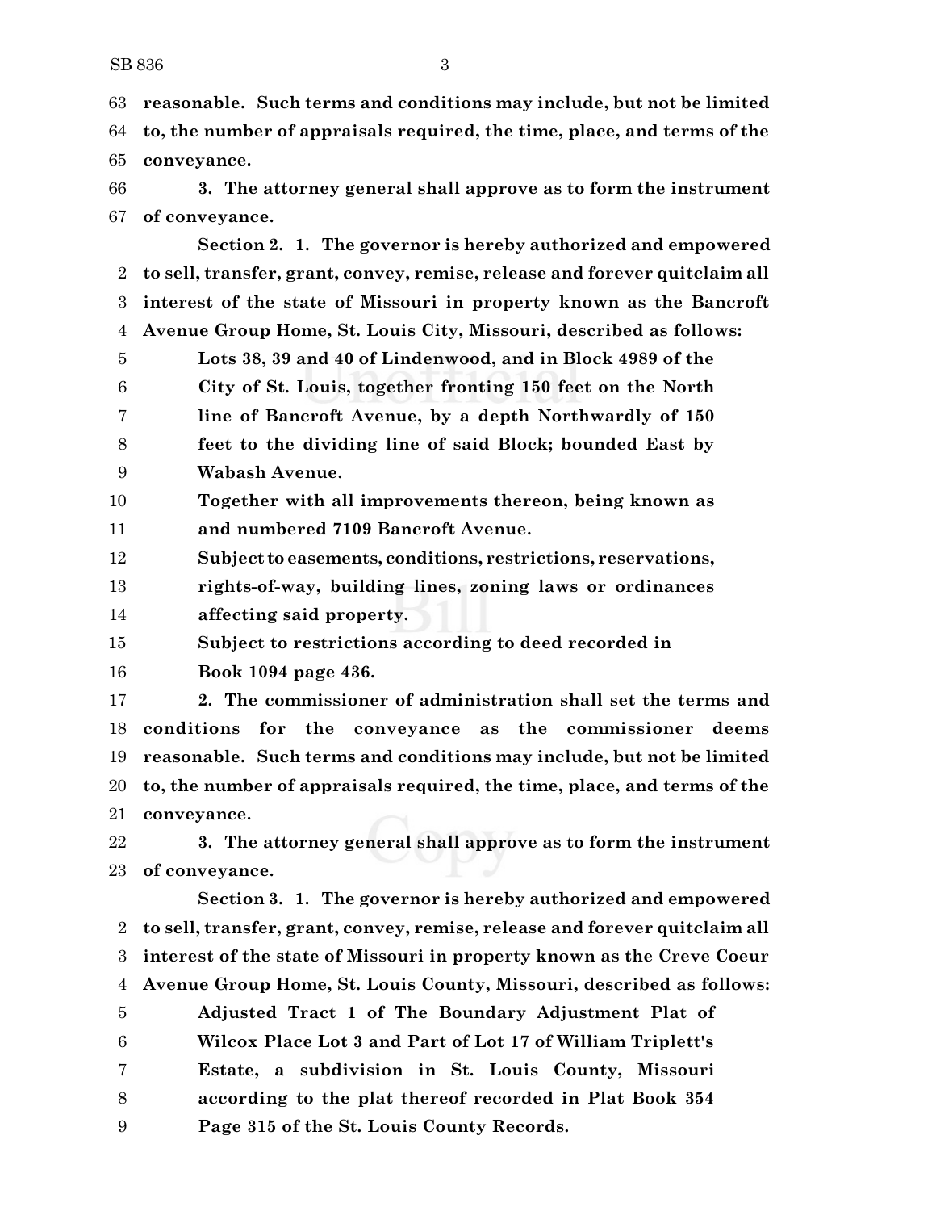**reasonable. Such terms and conditions may include, but not be limited to, the number of appraisals required, the time, place, and terms of the conveyance.**

**3. The attorney general shall approve as to form the instrument of conveyance.**

**Section 2. 1. The governor is hereby authorized and empowered to sell, transfer, grant, convey, remise, release and forever quitclaim all interest of the state of Missouri in property known as the Bancroft Avenue Group Home, St. Louis City, Missouri, described as follows:**

> **Lots 38, 39 and 40 of Lindenwood, and in Block 4989 of the City of St. Louis, together fronting 150 feet on the North line of Bancroft Avenue, by a depth Northwardly of 150 feet to the dividing line of said Block; bounded East by Wabash Avenue.**
>
> **Together with all improvements thereon, being known as and numbered 7109 Bancroft Avenue.**
>
> **Subject to easements, conditions, restrictions, reservations, rights-of-way, building lines, zoning laws or ordinances affecting said property.**
>
> **Subject to restrictions according to deed recorded in Book 1094 page 436.**

**2. The commissioner of administration shall set the terms and conditions for the conveyance as the commissioner deems reasonable. Such terms and conditions may include, but not be limited to, the number of appraisals required, the time, place, and terms of the conveyance.**

**3. The attorney general shall approve as to form the instrument of conveyance.**

**Section 3. 1. The governor is hereby authorized and empowered to sell, transfer, grant, convey, remise, release and forever quitclaim all interest of the state of Missouri in property known as the Creve Coeur Avenue Group Home, St. Louis County, Missouri, described as follows:**

> **Adjusted Tract 1 of The Boundary Adjustment Plat of Wilcox Place Lot 3 and Part of Lot 17 of William Triplett's Estate, a subdivision in St. Louis County, Missouri according to the plat thereof recorded in Plat Book 354 Page 315 of the St. Louis County Records.**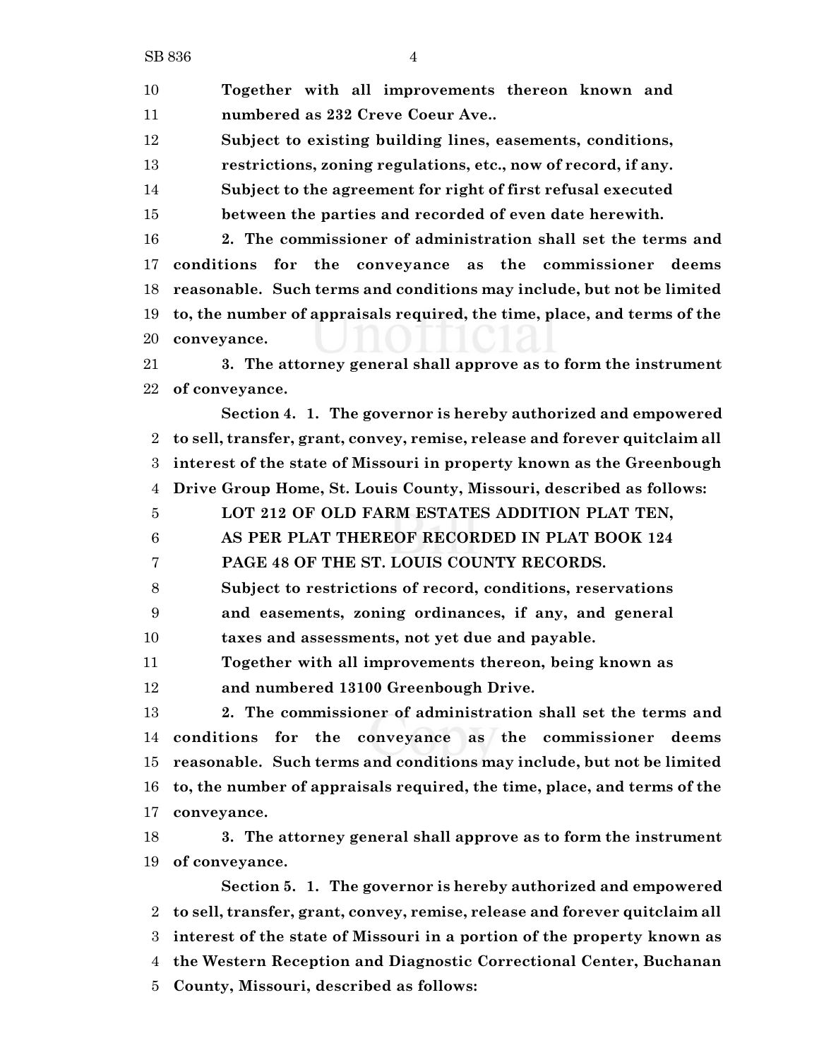**Together with all improvements thereon known and numbered as 232 Creve Coeur Ave..**

**Subject to existing building lines, easements, conditions, restrictions, zoning regulations, etc., now of record, if any.**

**Subject to the agreement for right of first refusal executed between the parties and recorded of even date herewith.**

**2. The commissioner of administration shall set the terms and conditions for the conveyance as the commissioner deems reasonable. Such terms and conditions may include, but not be limited to, the number of appraisals required, the time, place, and terms of the conveyance.**

**3. The attorney general shall approve as to form the instrument of conveyance.**

**Section 4. 1. The governor is hereby authorized and empowered to sell, transfer, grant, convey, remise, release and forever quitclaim all interest of the state of Missouri in property known as the Greenbough Drive Group Home, St. Louis County, Missouri, described as follows:**

**LOT 212 OF OLD FARM ESTATES ADDITION PLAT TEN, AS PER PLAT THEREOF RECORDED IN PLAT BOOK 124 PAGE 48 OF THE ST. LOUIS COUNTY RECORDS.**

**Subject to restrictions of record, conditions, reservations and easements, zoning ordinances, if any, and general taxes and assessments, not yet due and payable.**

**Together with all improvements thereon, being known as and numbered 13100 Greenbough Drive.**

**2. The commissioner of administration shall set the terms and conditions for the conveyance as the commissioner deems reasonable. Such terms and conditions may include, but not be limited to, the number of appraisals required, the time, place, and terms of the conveyance.**

**3. The attorney general shall approve as to form the instrument of conveyance.**

**Section 5. 1. The governor is hereby authorized and empowered to sell, transfer, grant, convey, remise, release and forever quitclaim all interest of the state of Missouri in a portion of the property known as the Western Reception and Diagnostic Correctional Center, Buchanan County, Missouri, described as follows:**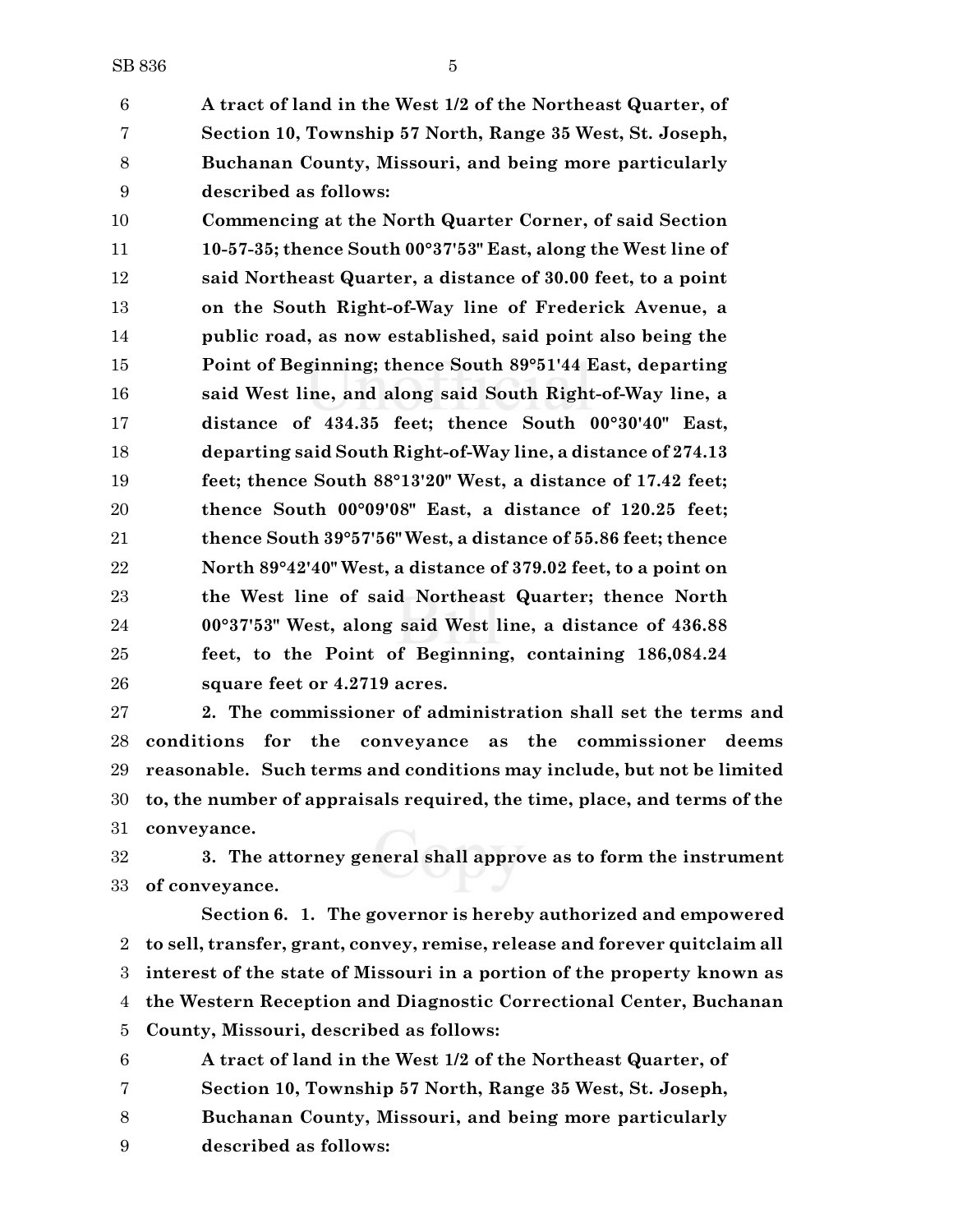**A tract of land in the West 1/2 of the Northeast Quarter, of Section 10, Township 57 North, Range 35 West, St. Joseph, Buchanan County, Missouri, and being more particularly described as follows:**

**Commencing at the North Quarter Corner, of said Section 10-57-35; thence South 00°37'53" East, along the West line of said Northeast Quarter, a distance of 30.00 feet, to a point on the South Right-of-Way line of Frederick Avenue, a public road, as now established, said point also being the Point of Beginning; thence South 89°51'44 East, departing said West line, and along said South Right-of-Way line, a distance of 434.35 feet; thence South 00°30'40" East, departing said South Right-of-Way line, a distance of 274.13 feet; thence South 88°13'20" West, a distance of 17.42 feet; thence South 00°09'08" East, a distance of 120.25 feet; thence South 39°57'56" West, a distance of 55.86 feet; thence North 89°42'40" West, a distance of 379.02 feet, to a point on the West line of said Northeast Quarter; thence North 00°37'53" West, along said West line, a distance of 436.88 feet, to the Point of Beginning, containing 186,084.24 square feet or 4.2719 acres.**

**2. The commissioner of administration shall set the terms and conditions for the conveyance as the commissioner deems reasonable. Such terms and conditions may include, but not be limited to, the number of appraisals required, the time, place, and terms of the conveyance.**

**3. The attorney general shall approve as to form the instrument of conveyance.**

**Section 6. 1. The governor is hereby authorized and empowered to sell, transfer, grant, convey, remise, release and forever quitclaim all interest of the state of Missouri in a portion of the property known as the Western Reception and Diagnostic Correctional Center, Buchanan County, Missouri, described as follows:**

**A tract of land in the West 1/2 of the Northeast Quarter, of Section 10, Township 57 North, Range 35 West, St. Joseph, Buchanan County, Missouri, and being more particularly described as follows:**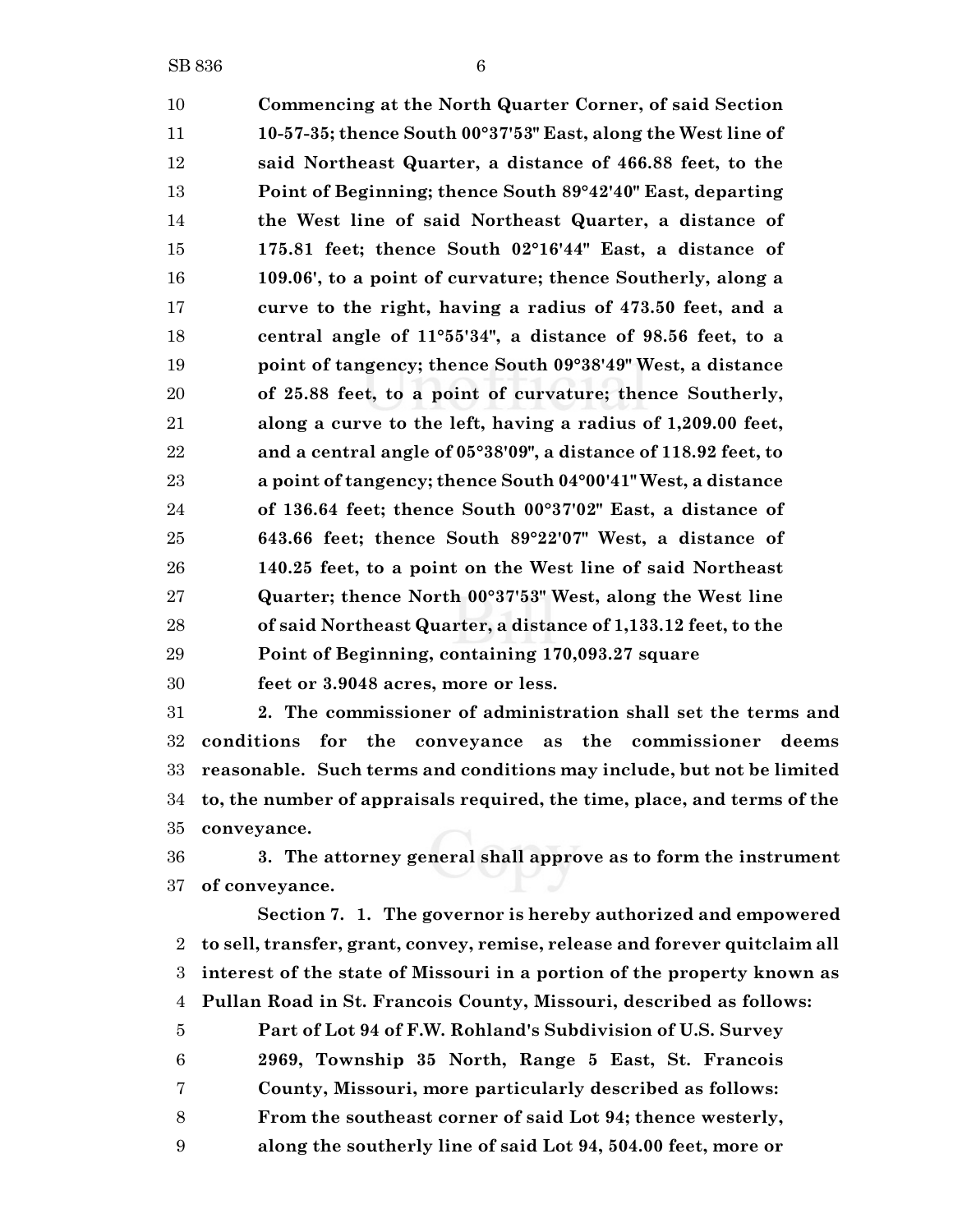**Commencing at the North Quarter Corner, of said Section 10-57-35; thence South 00°37'53" East, along the West line of said Northeast Quarter, a distance of 466.88 feet, to the Point of Beginning; thence South 89°42'40" East, departing the West line of said Northeast Quarter, a distance of 175.81 feet; thence South 02°16'44" East, a distance of 109.06', to a point of curvature; thence Southerly, along a curve to the right, having a radius of 473.50 feet, and a central angle of 11°55'34", a distance of 98.56 feet, to a point of tangency; thence South 09°38'49" West, a distance of 25.88 feet, to a point of curvature; thence Southerly, along a curve to the left, having a radius of 1,209.00 feet, and a central angle of 05°38'09", a distance of 118.92 feet, to a point of tangency; thence South 04°00'41" West, a distance of 136.64 feet; thence South 00°37'02" East, a distance of 643.66 feet; thence South 89°22'07" West, a distance of 140.25 feet, to a point on the West line of said Northeast Quarter; thence North 00°37'53" West, along the West line of said Northeast Quarter, a distance of 1,133.12 feet, to the Point of Beginning, containing 170,093.27 square feet or 3.9048 acres, more or less.**

**2. The commissioner of administration shall set the terms and conditions for the conveyance as the commissioner deems reasonable. Such terms and conditions may include, but not be limited to, the number of appraisals required, the time, place, and terms of the conveyance.**

**3. The attorney general shall approve as to form the instrument of conveyance.**

**Section 7. 1. The governor is hereby authorized and empowered to sell, transfer, grant, convey, remise, release and forever quitclaim all interest of the state of Missouri in a portion of the property known as Pullan Road in St. Francois County, Missouri, described as follows:**

**Part of Lot 94 of F.W. Rohland's Subdivision of U.S. Survey 2969, Township 35 North, Range 5 East, St. Francois County, Missouri, more particularly described as follows: From the southeast corner of said Lot 94; thence westerly, along the southerly line of said Lot 94, 504.00 feet, more or**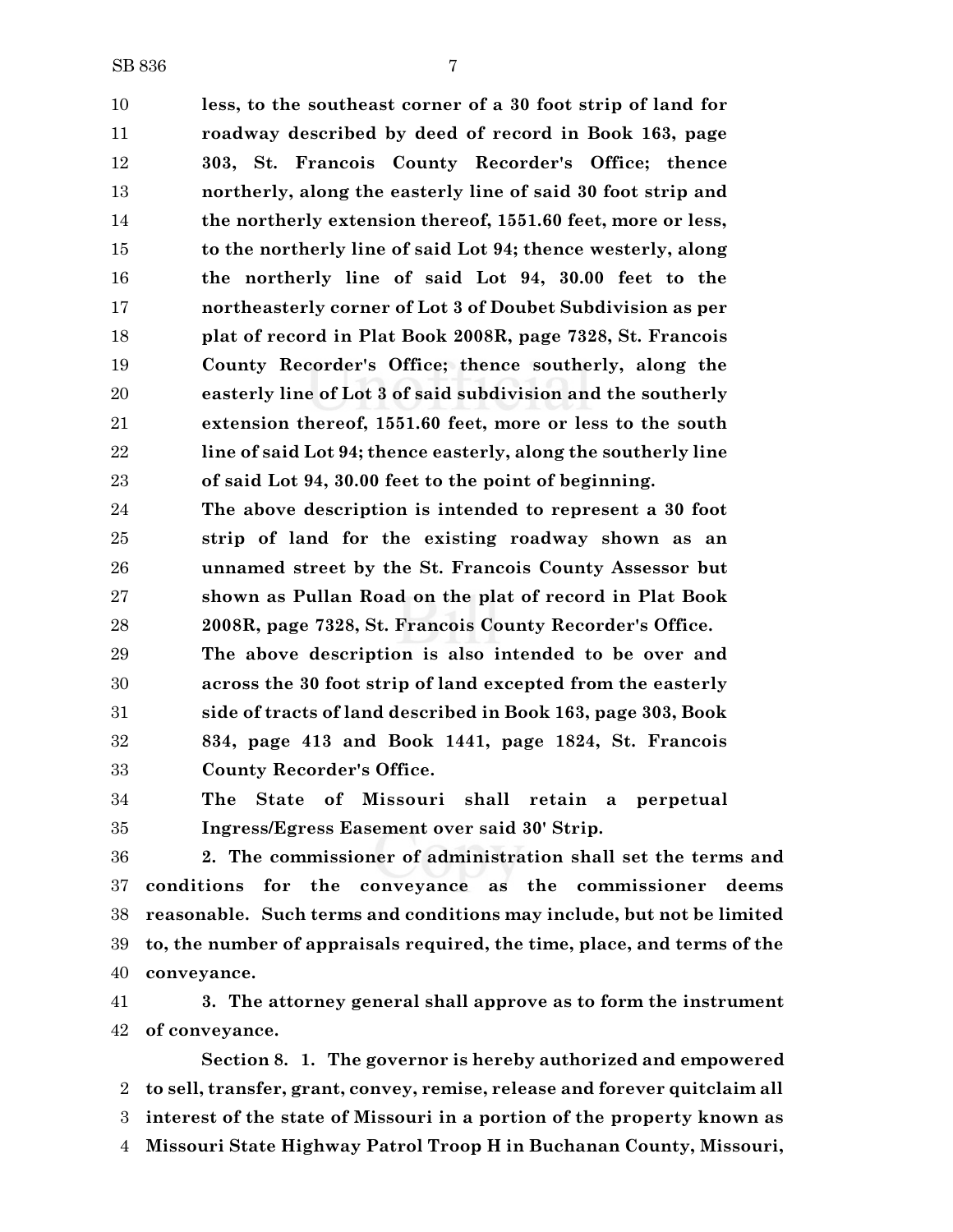**less, to the southeast corner of a 30 foot strip of land for roadway described by deed of record in Book 163, page 303, St. Francois County Recorder's Office; thence northerly, along the easterly line of said 30 foot strip and the northerly extension thereof, 1551.60 feet, more or less, to the northerly line of said Lot 94; thence westerly, along the northerly line of said Lot 94, 30.00 feet to the northeasterly corner of Lot 3 of Doubet Subdivision as per plat of record in Plat Book 2008R, page 7328, St. Francois County Recorder's Office; thence southerly, along the easterly line of Lot 3 of said subdivision and the southerly extension thereof, 1551.60 feet, more or less to the south line of said Lot 94; thence easterly, along the southerly line of said Lot 94, 30.00 feet to the point of beginning.**

**The above description is intended to represent a 30 foot strip of land for the existing roadway shown as an unnamed street by the St. Francois County Assessor but shown as Pullan Road on the plat of record in Plat Book 2008R, page 7328, St. Francois County Recorder's Office.**

**The above description is also intended to be over and across the 30 foot strip of land excepted from the easterly side of tracts of land described in Book 163, page 303, Book 834, page 413 and Book 1441, page 1824, St. Francois County Recorder's Office.**

**The State of Missouri shall retain a perpetual Ingress/Egress Easement over said 30' Strip.**

**2. The commissioner of administration shall set the terms and conditions for the conveyance as the commissioner deems reasonable. Such terms and conditions may include, but not be limited to, the number of appraisals required, the time, place, and terms of the conveyance.**

**3. The attorney general shall approve as to form the instrument of conveyance.**

**Section 8. 1. The governor is hereby authorized and empowered to sell, transfer, grant, convey, remise, release and forever quitclaim all interest of the state of Missouri in a portion of the property known as Missouri State Highway Patrol Troop H in Buchanan County, Missouri,**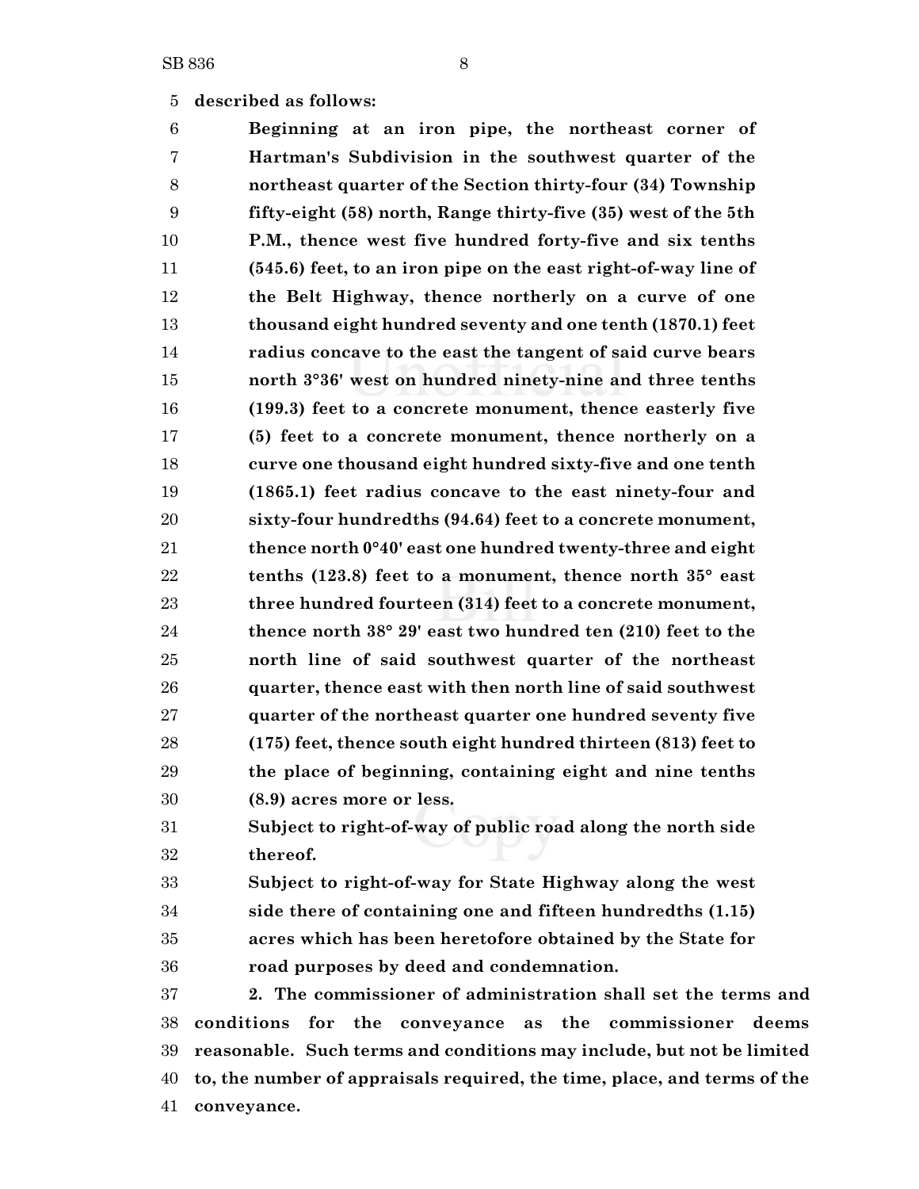**described as follows:**

**Beginning at an iron pipe, the northeast corner of Hartman's Subdivision in the southwest quarter of the northeast quarter of the Section thirty-four (34) Township fifty-eight (58) north, Range thirty-five (35) west of the 5th P.M., thence west five hundred forty-five and six tenths (545.6) feet, to an iron pipe on the east right-of-way line of the Belt Highway, thence northerly on a curve of one thousand eight hundred seventy and one tenth (1870.1) feet radius concave to the east the tangent of said curve bears north 3°36' west on hundred ninety-nine and three tenths (199.3) feet to a concrete monument, thence easterly five (5) feet to a concrete monument, thence northerly on a curve one thousand eight hundred sixty-five and one tenth (1865.1) feet radius concave to the east ninety-four and sixty-four hundredths (94.64) feet to a concrete monument, thence north 0°40' east one hundred twenty-three and eight tenths (123.8) feet to a monument, thence north 35° east three hundred fourteen (314) feet to a concrete monument, thence north 38° 29' east two hundred ten (210) feet to the north line of said southwest quarter of the northeast quarter, thence east with then north line of said southwest quarter of the northeast quarter one hundred seventy five (175) feet, thence south eight hundred thirteen (813) feet to the place of beginning, containing eight and nine tenths (8.9) acres more or less.**

**Subject to right-of-way of public road along the north side thereof.**

**Subject to right-of-way for State Highway along the west side there of containing one and fifteen hundredths (1.15) acres which has been heretofore obtained by the State for road purposes by deed and condemnation.**

**2. The commissioner of administration shall set the terms and conditions for the conveyance as the commissioner deems reasonable. Such terms and conditions may include, but not be limited to, the number of appraisals required, the time, place, and terms of the conveyance.**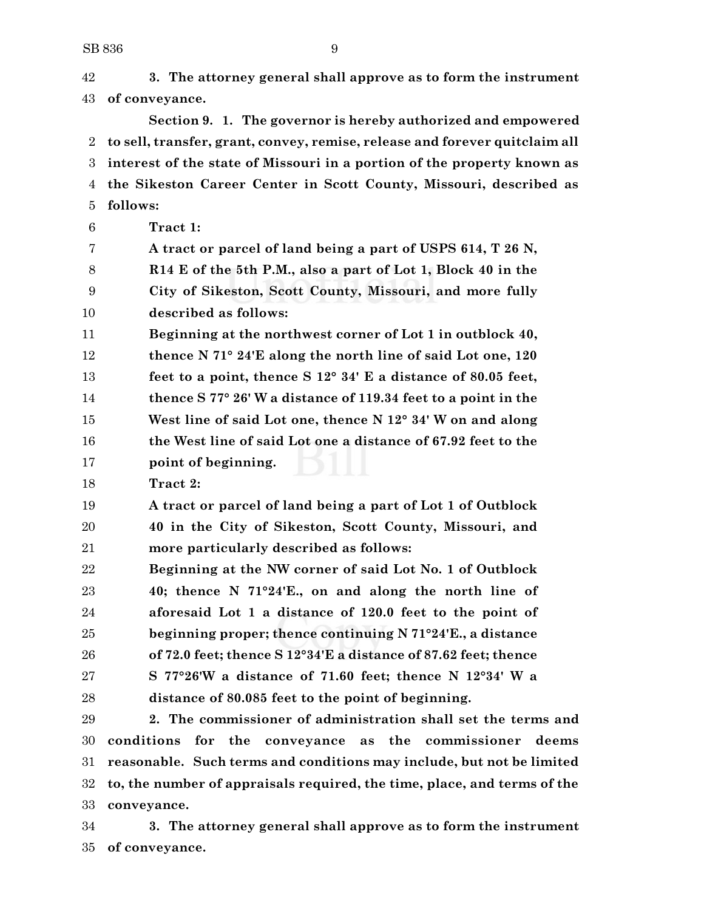3. The attorney general shall approve as to form the instrument of conveyance.

**Section 9.** 1. The governor is hereby authorized and empowered to sell, transfer, grant, convey, remise, release and forever quitclaim all interest of the state of Missouri in a portion of the property known as the Sikeston Career Center in Scott County, Missouri, described as follows:

Tract 1:

A tract or parcel of land being a part of USPS 614, T 26 N, R14 E of the 5th P.M., also a part of Lot 1, Block 40 in the City of Sikeston, Scott County, Missouri, and more fully described as follows:

Beginning at the northwest corner of Lot 1 in outblock 40, thence N 71° 24'E along the north line of said Lot one, 120 feet to a point, thence S 12° 34' E a distance of 80.05 feet, thence S 77° 26' W a distance of 119.34 feet to a point in the West line of said Lot one, thence N 12° 34' W on and along the West line of said Lot one a distance of 67.92 feet to the point of beginning.

Tract 2:

A tract or parcel of land being a part of Lot 1 of Outblock 40 in the City of Sikeston, Scott County, Missouri, and more particularly described as follows:

Beginning at the NW corner of said Lot No. 1 of Outblock 40; thence N 71°24'E., on and along the north line of aforesaid Lot 1 a distance of 120.0 feet to the point of beginning proper; thence continuing N 71°24'E., a distance of 72.0 feet; thence S 12°34'E a distance of 87.62 feet; thence S 77°26'W a distance of 71.60 feet; thence N 12°34' W a distance of 80.085 feet to the point of beginning.

2. The commissioner of administration shall set the terms and conditions for the conveyance as the commissioner deems reasonable. Such terms and conditions may include, but not be limited to, the number of appraisals required, the time, place, and terms of the conveyance.

3. The attorney general shall approve as to form the instrument of conveyance.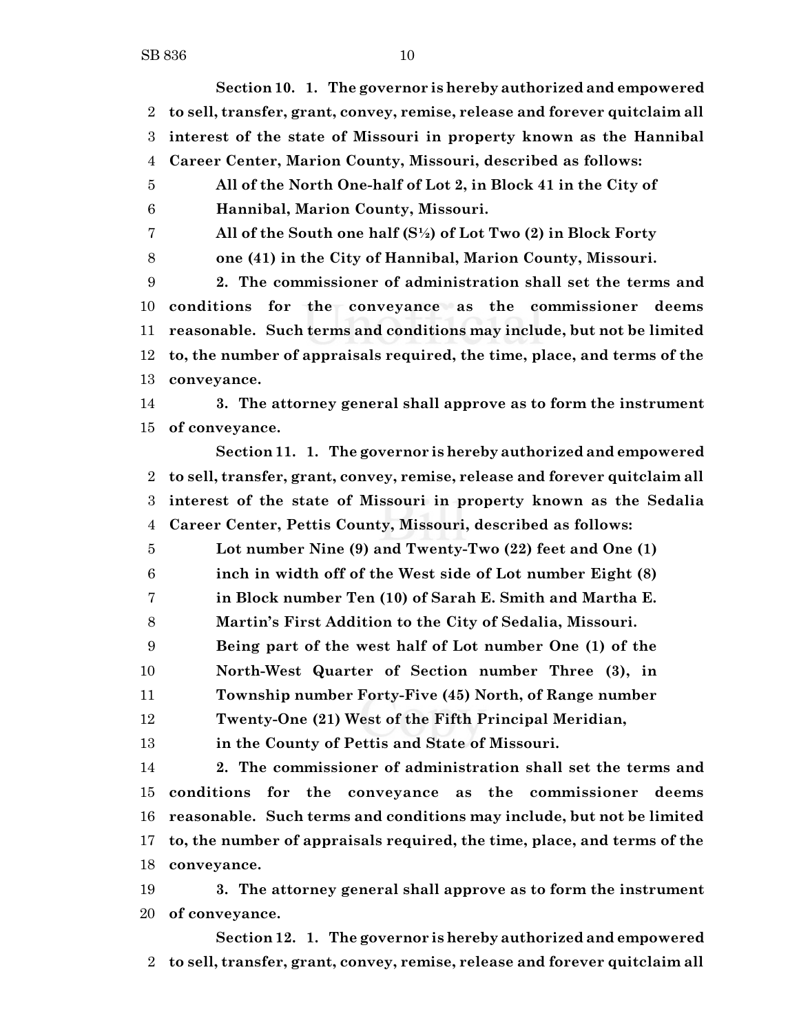**Section 10. 1. The governor is hereby authorized and empowered to sell, transfer, grant, convey, remise, release and forever quitclaim all interest of the state of Missouri in property known as the Hannibal Career Center, Marion County, Missouri, described as follows:**

> **All of the North One-half of Lot 2, in Block 41 in the City of Hannibal, Marion County, Missouri.**
>
> **All of the South one half (S½) of Lot Two (2) in Block Forty one (41) in the City of Hannibal, Marion County, Missouri.**

**2. The commissioner of administration shall set the terms and conditions for the conveyance as the commissioner deems reasonable. Such terms and conditions may include, but not be limited to, the number of appraisals required, the time, place, and terms of the conveyance.**

**3. The attorney general shall approve as to form the instrument of conveyance.**

**Section 11. 1. The governor is hereby authorized and empowered to sell, transfer, grant, convey, remise, release and forever quitclaim all interest of the state of Missouri in property known as the Sedalia Career Center, Pettis County, Missouri, described as follows:**

> **Lot number Nine (9) and Twenty-Two (22) feet and One (1) inch in width off of the West side of Lot number Eight (8) in Block number Ten (10) of Sarah E. Smith and Martha E. Martin's First Addition to the City of Sedalia, Missouri. Being part of the west half of Lot number One (1) of the North-West Quarter of Section number Three (3), in Township number Forty-Five (45) North, of Range number Twenty-One (21) West of the Fifth Principal Meridian, in the County of Pettis and State of Missouri.**

**2. The commissioner of administration shall set the terms and conditions for the conveyance as the commissioner deems reasonable. Such terms and conditions may include, but not be limited to, the number of appraisals required, the time, place, and terms of the conveyance.**

**3. The attorney general shall approve as to form the instrument of conveyance.**

**Section 12. 1. The governor is hereby authorized and empowered to sell, transfer, grant, convey, remise, release and forever quitclaim all**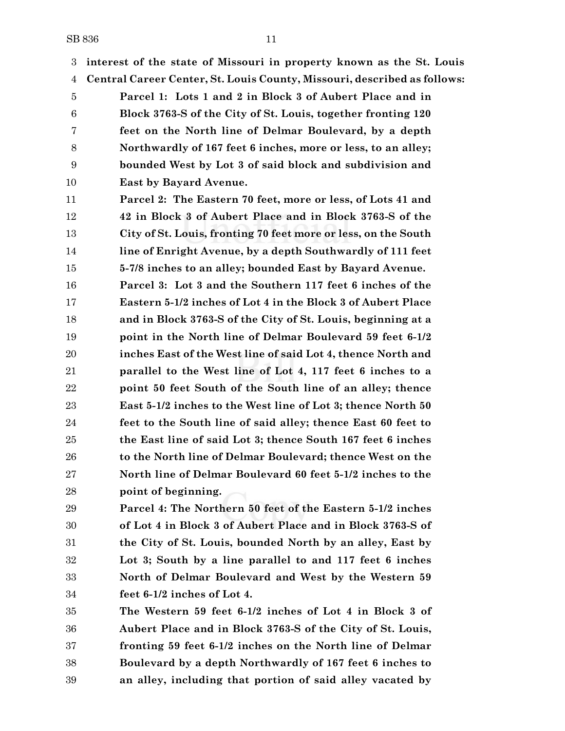**interest of the state of Missouri in property known as the St. Louis Central Career Center, St. Louis County, Missouri, described as follows:**

**Parcel 1: Lots 1 and 2 in Block 3 of Aubert Place and in Block 3763-S of the City of St. Louis, together fronting 120 feet on the North line of Delmar Boulevard, by a depth Northwardly of 167 feet 6 inches, more or less, to an alley; bounded West by Lot 3 of said block and subdivision and East by Bayard Avenue.**

**Parcel 2: The Eastern 70 feet, more or less, of Lots 41 and 42 in Block 3 of Aubert Place and in Block 3763-S of the City of St. Louis, fronting 70 feet more or less, on the South line of Enright Avenue, by a depth Southwardly of 111 feet 5-7/8 inches to an alley; bounded East by Bayard Avenue.**

**Parcel 3: Lot 3 and the Southern 117 feet 6 inches of the Eastern 5-1/2 inches of Lot 4 in the Block 3 of Aubert Place and in Block 3763-S of the City of St. Louis, beginning at a point in the North line of Delmar Boulevard 59 feet 6-1/2 inches East of the West line of said Lot 4, thence North and parallel to the West line of Lot 4, 117 feet 6 inches to a point 50 feet South of the South line of an alley; thence East 5-1/2 inches to the West line of Lot 3; thence North 50 feet to the South line of said alley; thence East 60 feet to the East line of said Lot 3; thence South 167 feet 6 inches to the North line of Delmar Boulevard; thence West on the North line of Delmar Boulevard 60 feet 5-1/2 inches to the point of beginning.**

**Parcel 4: The Northern 50 feet of the Eastern 5-1/2 inches of Lot 4 in Block 3 of Aubert Place and in Block 3763-S of the City of St. Louis, bounded North by an alley, East by Lot 3; South by a line parallel to and 117 feet 6 inches North of Delmar Boulevard and West by the Western 59 feet 6-1/2 inches of Lot 4.**

**The Western 59 feet 6-1/2 inches of Lot 4 in Block 3 of Aubert Place and in Block 3763-S of the City of St. Louis, fronting 59 feet 6-1/2 inches on the North line of Delmar Boulevard by a depth Northwardly of 167 feet 6 inches to an alley, including that portion of said alley vacated by**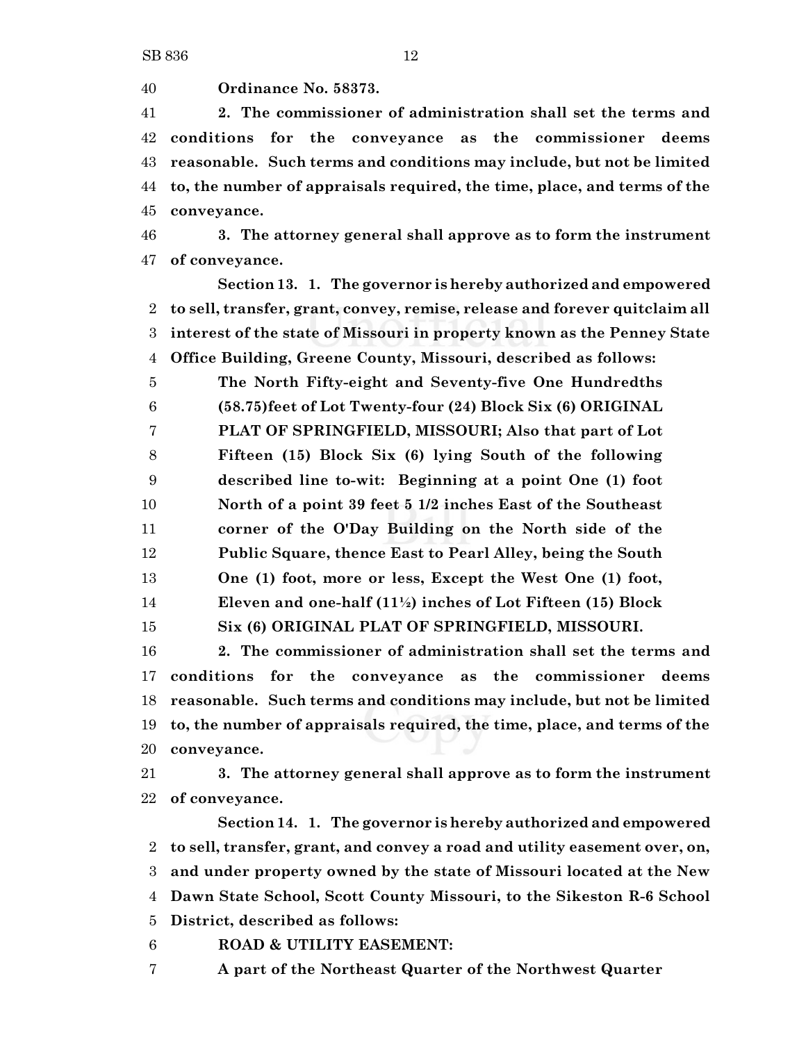**Ordinance No. 58373.**

**2. The commissioner of administration shall set the terms and conditions for the conveyance as the commissioner deems reasonable. Such terms and conditions may include, but not be limited to, the number of appraisals required, the time, place, and terms of the conveyance.**

**3. The attorney general shall approve as to form the instrument of conveyance.**

**Section 13. 1. The governor is hereby authorized and empowered to sell, transfer, grant, convey, remise, release and forever quitclaim all interest of the state of Missouri in property known as the Penney State Office Building, Greene County, Missouri, described as follows:**

**The North Fifty-eight and Seventy-five One Hundredths (58.75)feet of Lot Twenty-four (24) Block Six (6) ORIGINAL PLAT OF SPRINGFIELD, MISSOURI; Also that part of Lot Fifteen (15) Block Six (6) lying South of the following described line to-wit: Beginning at a point One (1) foot North of a point 39 feet 5 1/2 inches East of the Southeast corner of the O'Day Building on the North side of the Public Square, thence East to Pearl Alley, being the South One (1) foot, more or less, Except the West One (1) foot, Eleven and one-half (11½) inches of Lot Fifteen (15) Block Six (6) ORIGINAL PLAT OF SPRINGFIELD, MISSOURI.**

**2. The commissioner of administration shall set the terms and conditions for the conveyance as the commissioner deems reasonable. Such terms and conditions may include, but not be limited to, the number of appraisals required, the time, place, and terms of the conveyance.**

**3. The attorney general shall approve as to form the instrument of conveyance.**

**Section 14. 1. The governor is hereby authorized and empowered to sell, transfer, grant, and convey a road and utility easement over, on, and under property owned by the state of Missouri located at the New Dawn State School, Scott County Missouri, to the Sikeston R-6 School District, described as follows:**

**ROAD & UTILITY EASEMENT:**

**A part of the Northeast Quarter of the Northwest Quarter**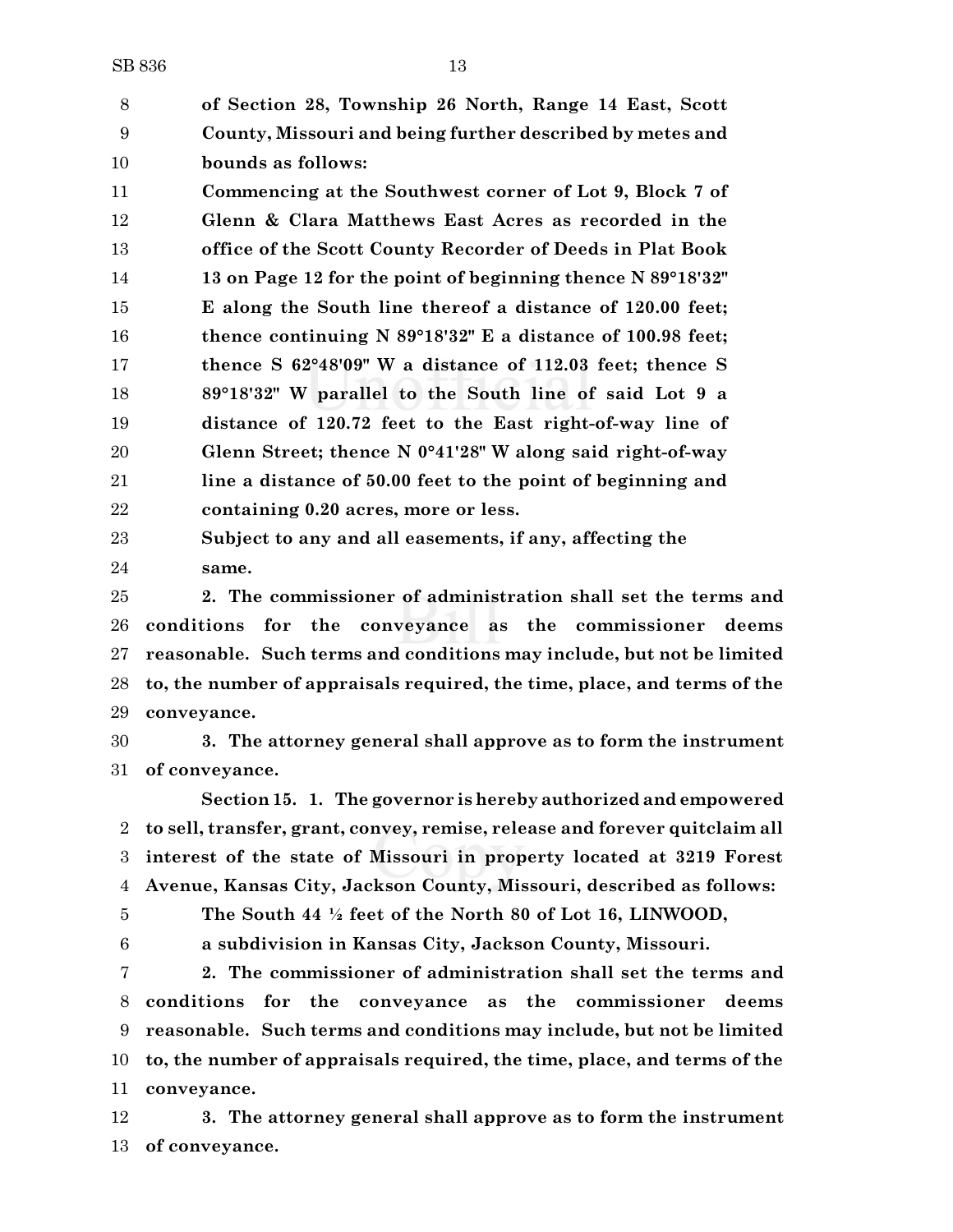**of Section 28, Township 26 North, Range 14 East, Scott County, Missouri and being further described by metes and bounds as follows:**

**Commencing at the Southwest corner of Lot 9, Block 7 of Glenn & Clara Matthews East Acres as recorded in the office of the Scott County Recorder of Deeds in Plat Book 13 on Page 12 for the point of beginning thence N 89°18'32" E along the South line thereof a distance of 120.00 feet; thence continuing N 89°18'32" E a distance of 100.98 feet; thence S 62°48'09" W a distance of 112.03 feet; thence S 89°18'32" W parallel to the South line of said Lot 9 a distance of 120.72 feet to the East right-of-way line of Glenn Street; thence N 0°41'28" W along said right-of-way line a distance of 50.00 feet to the point of beginning and containing 0.20 acres, more or less.**

**Subject to any and all easements, if any, affecting the same.**

**2. The commissioner of administration shall set the terms and conditions for the conveyance as the commissioner deems reasonable. Such terms and conditions may include, but not be limited to, the number of appraisals required, the time, place, and terms of the conveyance.**

**3. The attorney general shall approve as to form the instrument of conveyance.**

**Section 15. 1. The governor is hereby authorized and empowered to sell, transfer, grant, convey, remise, release and forever quitclaim all interest of the state of Missouri in property located at 3219 Forest Avenue, Kansas City, Jackson County, Missouri, described as follows:**

**The South 44 ½ feet of the North 80 of Lot 16, LINWOOD, a subdivision in Kansas City, Jackson County, Missouri.**

**2. The commissioner of administration shall set the terms and conditions for the conveyance as the commissioner deems reasonable. Such terms and conditions may include, but not be limited to, the number of appraisals required, the time, place, and terms of the conveyance.**

**3. The attorney general shall approve as to form the instrument of conveyance.**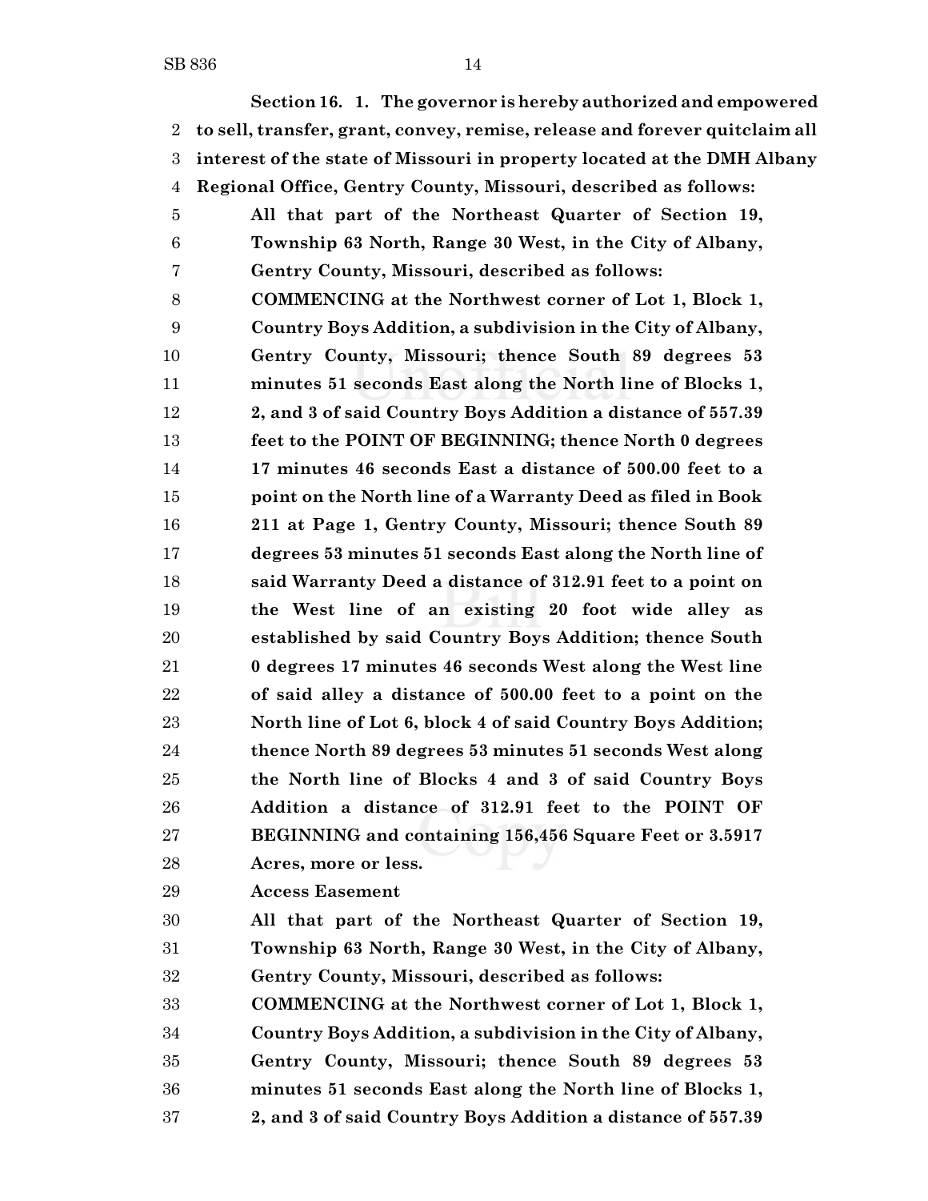**Section 16. 1. The governor is hereby authorized and empowered to sell, transfer, grant, convey, remise, release and forever quitclaim all interest of the state of Missouri in property located at the DMH Albany Regional Office, Gentry County, Missouri, described as follows:**

**All that part of the Northeast Quarter of Section 19, Township 63 North, Range 30 West, in the City of Albany, Gentry County, Missouri, described as follows:**

**COMMENCING at the Northwest corner of Lot 1, Block 1, Country Boys Addition, a subdivision in the City of Albany, Gentry County, Missouri; thence South 89 degrees 53 minutes 51 seconds East along the North line of Blocks 1, 2, and 3 of said Country Boys Addition a distance of 557.39 feet to the POINT OF BEGINNING; thence North 0 degrees 17 minutes 46 seconds East a distance of 500.00 feet to a point on the North line of a Warranty Deed as filed in Book 211 at Page 1, Gentry County, Missouri; thence South 89 degrees 53 minutes 51 seconds East along the North line of said Warranty Deed a distance of 312.91 feet to a point on the West line of an existing 20 foot wide alley as established by said Country Boys Addition; thence South 0 degrees 17 minutes 46 seconds West along the West line of said alley a distance of 500.00 feet to a point on the North line of Lot 6, block 4 of said Country Boys Addition; thence North 89 degrees 53 minutes 51 seconds West along the North line of Blocks 4 and 3 of said Country Boys Addition a distance of 312.91 feet to the POINT OF BEGINNING and containing 156,456 Square Feet or 3.5917 Acres, more or less.**

**Access Easement**

**All that part of the Northeast Quarter of Section 19, Township 63 North, Range 30 West, in the City of Albany, Gentry County, Missouri, described as follows:**

**COMMENCING at the Northwest corner of Lot 1, Block 1, Country Boys Addition, a subdivision in the City of Albany, Gentry County, Missouri; thence South 89 degrees 53 minutes 51 seconds East along the North line of Blocks 1, 2, and 3 of said Country Boys Addition a distance of 557.39**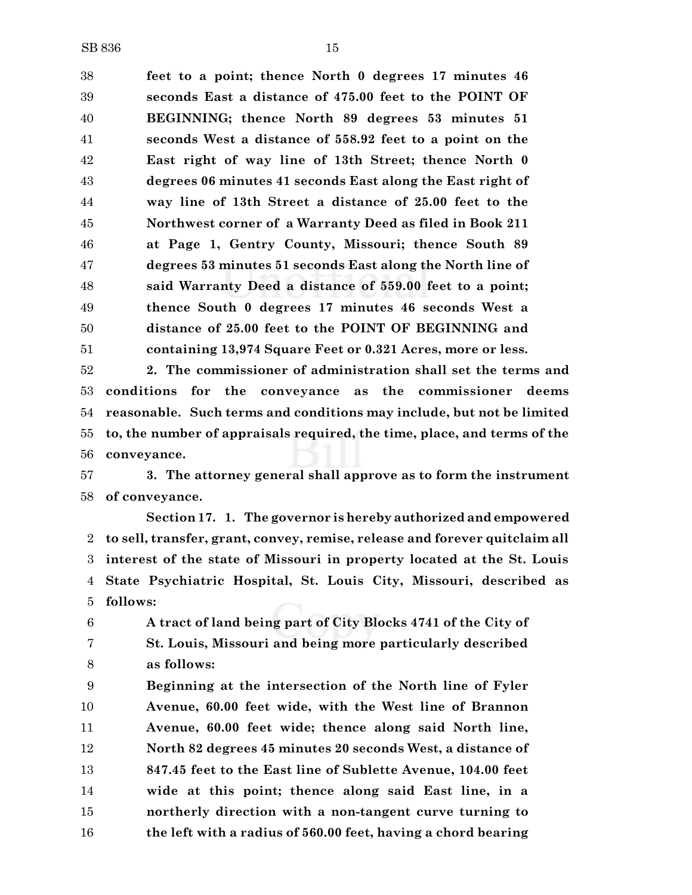**feet to a point; thence North 0 degrees 17 minutes 46 seconds East a distance of 475.00 feet to the POINT OF BEGINNING; thence North 89 degrees 53 minutes 51 seconds West a distance of 558.92 feet to a point on the East right of way line of 13th Street; thence North 0 degrees 06 minutes 41 seconds East along the East right of way line of 13th Street a distance of 25.00 feet to the Northwest corner of a Warranty Deed as filed in Book 211 at Page 1, Gentry County, Missouri; thence South 89 degrees 53 minutes 51 seconds East along the North line of said Warranty Deed a distance of 559.00 feet to a point; thence South 0 degrees 17 minutes 46 seconds West a distance of 25.00 feet to the POINT OF BEGINNING and containing 13,974 Square Feet or 0.321 Acres, more or less.**

**2. The commissioner of administration shall set the terms and conditions for the conveyance as the commissioner deems reasonable. Such terms and conditions may include, but not be limited to, the number of appraisals required, the time, place, and terms of the conveyance.**

**3. The attorney general shall approve as to form the instrument of conveyance.**

**Section 17. 1. The governor is hereby authorized and empowered to sell, transfer, grant, convey, remise, release and forever quitclaim all interest of the state of Missouri in property located at the St. Louis State Psychiatric Hospital, St. Louis City, Missouri, described as follows:**

**A tract of land being part of City Blocks 4741 of the City of St. Louis, Missouri and being more particularly described as follows:**

**Beginning at the intersection of the North line of Fyler Avenue, 60.00 feet wide, with the West line of Brannon Avenue, 60.00 feet wide; thence along said North line, North 82 degrees 45 minutes 20 seconds West, a distance of 847.45 feet to the East line of Sublette Avenue, 104.00 feet wide at this point; thence along said East line, in a northerly direction with a non-tangent curve turning to the left with a radius of 560.00 feet, having a chord bearing**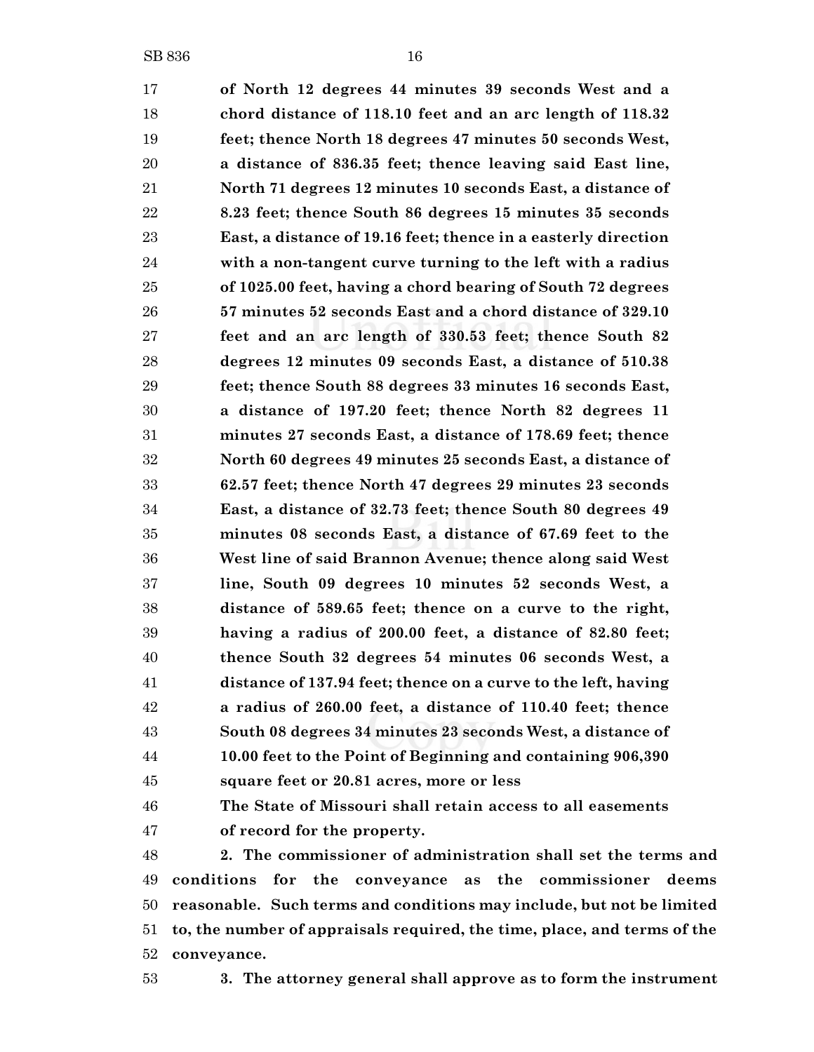**of North 12 degrees 44 minutes 39 seconds West and a chord distance of 118.10 feet and an arc length of 118.32 feet; thence North 18 degrees 47 minutes 50 seconds West, a distance of 836.35 feet; thence leaving said East line, North 71 degrees 12 minutes 10 seconds East, a distance of 8.23 feet; thence South 86 degrees 15 minutes 35 seconds East, a distance of 19.16 feet; thence in a easterly direction with a non-tangent curve turning to the left with a radius of 1025.00 feet, having a chord bearing of South 72 degrees 57 minutes 52 seconds East and a chord distance of 329.10 feet and an arc length of 330.53 feet; thence South 82 degrees 12 minutes 09 seconds East, a distance of 510.38 feet; thence South 88 degrees 33 minutes 16 seconds East, a distance of 197.20 feet; thence North 82 degrees 11 minutes 27 seconds East, a distance of 178.69 feet; thence North 60 degrees 49 minutes 25 seconds East, a distance of 62.57 feet; thence North 47 degrees 29 minutes 23 seconds East, a distance of 32.73 feet; thence South 80 degrees 49 minutes 08 seconds East, a distance of 67.69 feet to the West line of said Brannon Avenue; thence along said West line, South 09 degrees 10 minutes 52 seconds West, a distance of 589.65 feet; thence on a curve to the right, having a radius of 200.00 feet, a distance of 82.80 feet; thence South 32 degrees 54 minutes 06 seconds West, a distance of 137.94 feet; thence on a curve to the left, having a radius of 260.00 feet, a distance of 110.40 feet; thence South 08 degrees 34 minutes 23 seconds West, a distance of 10.00 feet to the Point of Beginning and containing 906,390 square feet or 20.81 acres, more or less**

**The State of Missouri shall retain access to all easements of record for the property.**

**2. The commissioner of administration shall set the terms and conditions for the conveyance as the commissioner deems reasonable. Such terms and conditions may include, but not be limited to, the number of appraisals required, the time, place, and terms of the conveyance.**

**3. The attorney general shall approve as to form the instrument**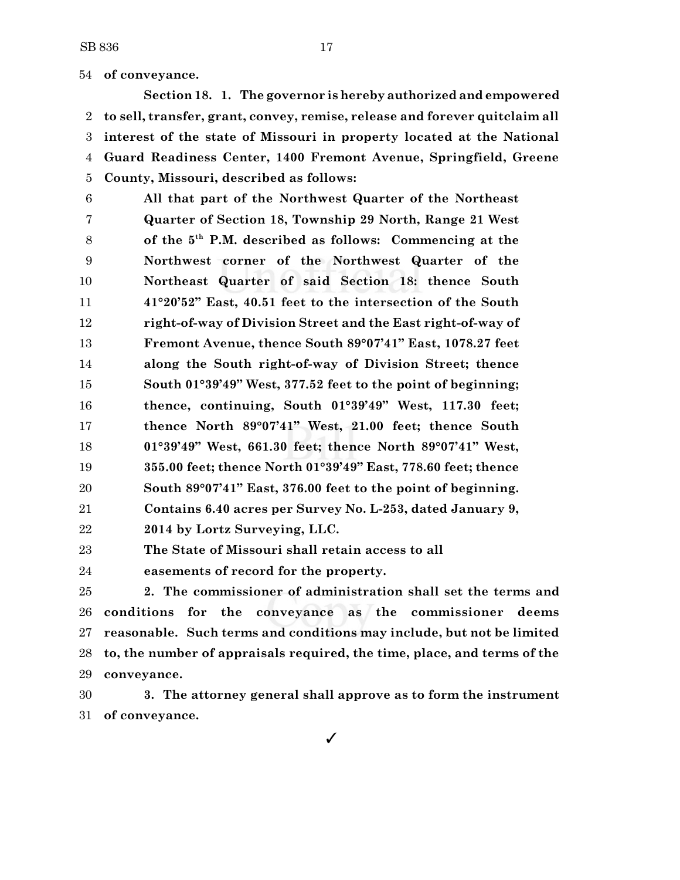of conveyance.

**Section 18. 1.** The governor is hereby authorized and empowered to sell, transfer, grant, convey, remise, release and forever quitclaim all interest of the state of Missouri in property located at the National Guard Readiness Center, 1400 Fremont Avenue, Springfield, Greene County, Missouri, described as follows:

> All that part of the Northwest Quarter of the Northeast Quarter of Section 18, Township 29 North, Range 21 West of the 5th P.M. described as follows: Commencing at the Northwest corner of the Northwest Quarter of the Northeast Quarter of said Section 18: thence South 41°20'52" East, 40.51 feet to the intersection of the South right-of-way of Division Street and the East right-of-way of Fremont Avenue, thence South 89°07'41" East, 1078.27 feet along the South right-of-way of Division Street; thence South 01°39'49" West, 377.52 feet to the point of beginning; thence, continuing, South 01°39'49" West, 117.30 feet; thence North 89°07'41" West, 21.00 feet; thence South 01°39'49" West, 661.30 feet; thence North 89°07'41" West, 355.00 feet; thence North 01°39'49" East, 778.60 feet; thence South 89°07'41" East, 376.00 feet to the point of beginning. Contains 6.40 acres per Survey No. L-253, dated January 9, 2014 by Lortz Surveying, LLC.
>
> The State of Missouri shall retain access to all easements of record for the property.

2. The commissioner of administration shall set the terms and conditions for the conveyance as the commissioner deems reasonable. Such terms and conditions may include, but not be limited to, the number of appraisals required, the time, place, and terms of the conveyance.

3. The attorney general shall approve as to form the instrument of conveyance.

✓